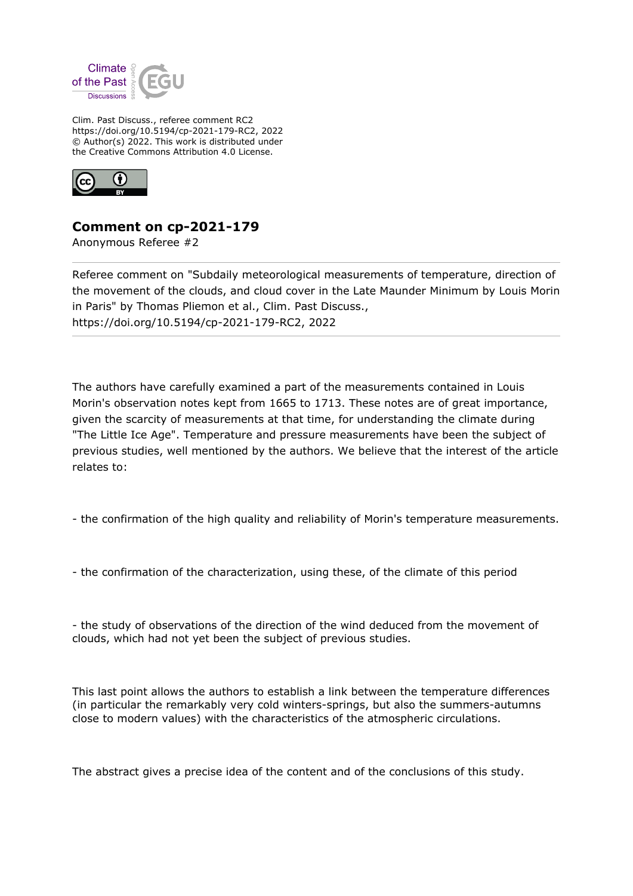Clim. Past Discuss., referee comment RC2
https://doi.org/10.5194/cp-2021-179-RC2, 2022
© Author(s) 2022. This work is distributed under
the Creative Commons Attribution 4.0 License.

## Comment on cp-2021-179

Anonymous Referee #2

Referee comment on "Subdaily meteorological measurements of temperature, direction of the movement of the clouds, and cloud cover in the Late Maunder Minimum by Louis Morin in Paris" by Thomas Pliemon et al., Clim. Past Discuss., https://doi.org/10.5194/cp-2021-179-RC2, 2022

The authors have carefully examined a part of the measurements contained in Louis Morin's observation notes kept from 1665 to 1713. These notes are of great importance, given the scarcity of measurements at that time, for understanding the climate during "The Little Ice Age". Temperature and pressure measurements have been the subject of previous studies, well mentioned by the authors. We believe that the interest of the article relates to:

- the confirmation of the high quality and reliability of Morin's temperature measurements.

- the confirmation of the characterization, using these, of the climate of this period

- the study of observations of the direction of the wind deduced from the movement of clouds, which had not yet been the subject of previous studies.

This last point allows the authors to establish a link between the temperature differences (in particular the remarkably very cold winters-springs, but also the summers-autumns close to modern values) with the characteristics of the atmospheric circulations.

The abstract gives a precise idea of the content and of the conclusions of this study.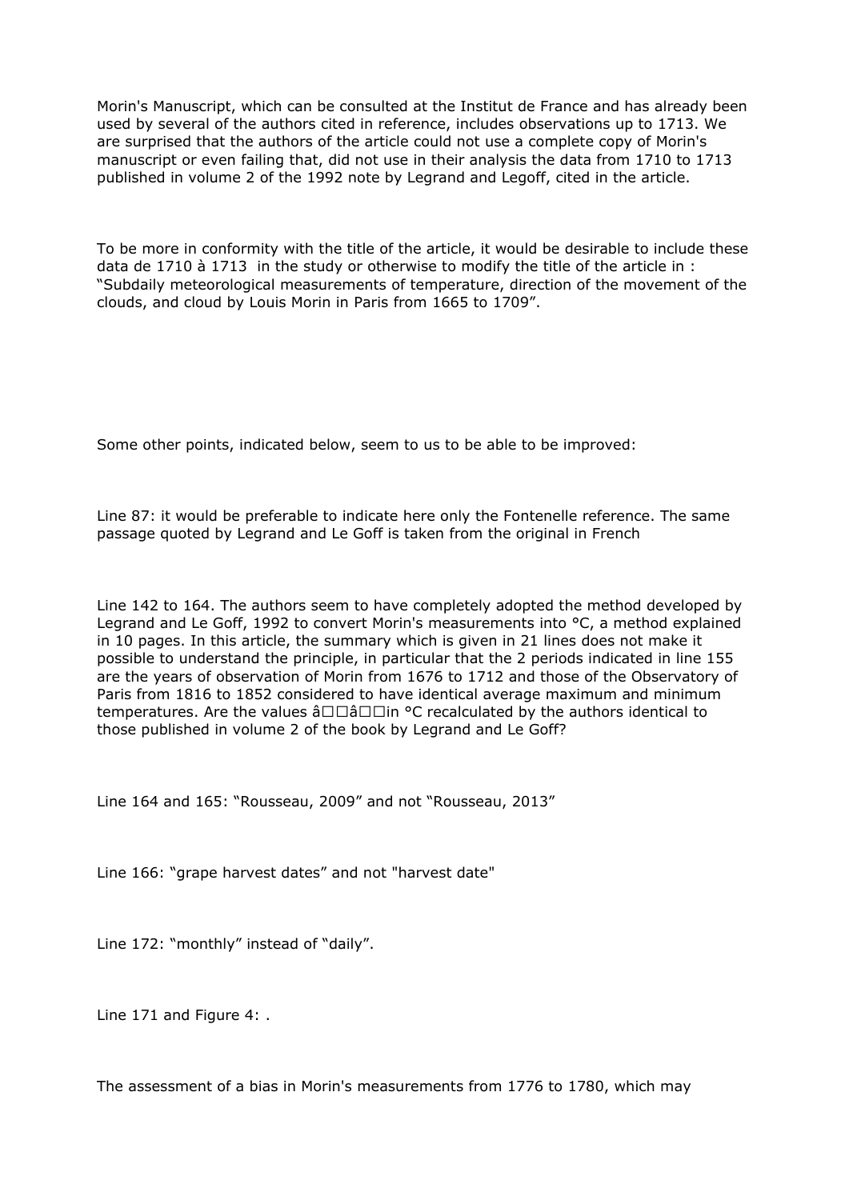Morin's Manuscript, which can be consulted at the Institut de France and has already been used by several of the authors cited in reference, includes observations up to 1713. We are surprised that the authors of the article could not use a complete copy of Morin's manuscript or even failing that, did not use in their analysis the data from 1710 to 1713 published in volume 2 of the 1992 note by Legrand and Legoff, cited in the article.

To be more in conformity with the title of the article, it would be desirable to include these data de 1710 à 1713 in the study or otherwise to modify the title of the article in : "Subdaily meteorological measurements of temperature, direction of the movement of the clouds, and cloud by Louis Morin in Paris from 1665 to 1709".

Some other points, indicated below, seem to us to be able to be improved:

Line 87: it would be preferable to indicate here only the Fontenelle reference. The same passage quoted by Legrand and Le Goff is taken from the original in French

Line 142 to 164. The authors seem to have completely adopted the method developed by Legrand and Le Goff, 1992 to convert Morin's measurements into °C, a method explained in 10 pages. In this article, the summary which is given in 21 lines does not make it possible to understand the principle, in particular that the 2 periods indicated in line 155 are the years of observation of Morin from 1676 to 1712 and those of the Observatory of Paris from 1816 to 1852 considered to have identical average maximum and minimum temperatures. Are the values â□□â□□in °C recalculated by the authors identical to those published in volume 2 of the book by Legrand and Le Goff?

Line 164 and 165: "Rousseau, 2009" and not "Rousseau, 2013"

Line 166: "grape harvest dates" and not "harvest date"

Line 172: "monthly" instead of "daily".

Line 171 and Figure 4: .

The assessment of a bias in Morin's measurements from 1776 to 1780, which may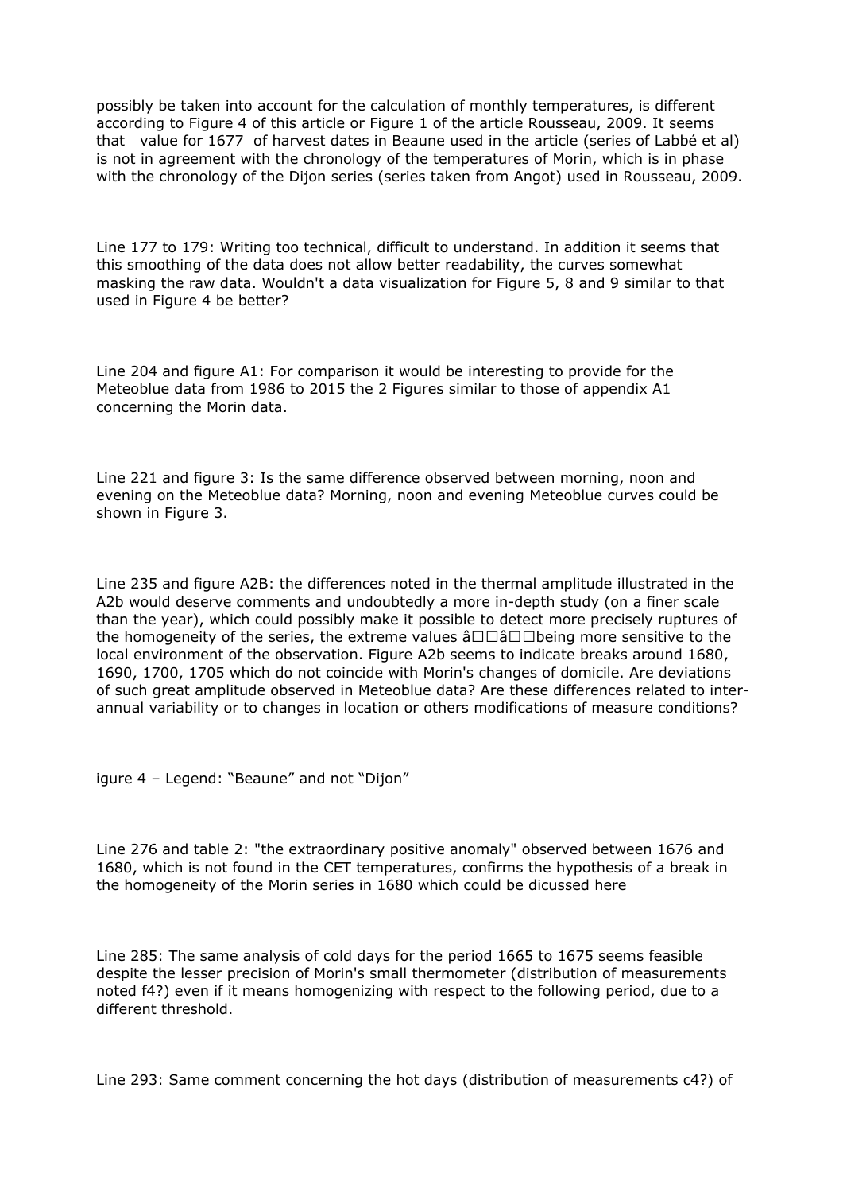possibly be taken into account for the calculation of monthly temperatures, is different according to Figure 4 of this article or Figure 1 of the article Rousseau, 2009. It seems that value for 1677 of harvest dates in Beaune used in the article (series of Labbé et al) is not in agreement with the chronology of the temperatures of Morin, which is in phase with the chronology of the Dijon series (series taken from Angot) used in Rousseau, 2009.

Line 177 to 179: Writing too technical, difficult to understand. In addition it seems that this smoothing of the data does not allow better readability, the curves somewhat masking the raw data. Wouldn't a data visualization for Figure 5, 8 and 9 similar to that used in Figure 4 be better?

Line 204 and figure A1: For comparison it would be interesting to provide for the Meteoblue data from 1986 to 2015 the 2 Figures similar to those of appendix A1 concerning the Morin data.

Line 221 and figure 3: Is the same difference observed between morning, noon and evening on the Meteoblue data? Morning, noon and evening Meteoblue curves could be shown in Figure 3.

Line 235 and figure A2B: the differences noted in the thermal amplitude illustrated in the A2b would deserve comments and undoubtedly a more in-depth study (on a finer scale than the year), which could possibly make it possible to detect more precisely ruptures of the homogeneity of the series, the extreme values â□□â□□being more sensitive to the local environment of the observation. Figure A2b seems to indicate breaks around 1680, 1690, 1700, 1705 which do not coincide with Morin's changes of domicile. Are deviations of such great amplitude observed in Meteoblue data? Are these differences related to inter-annual variability or to changes in location or others modifications of measure conditions?

igure 4 – Legend: "Beaune" and not "Dijon"

Line 276 and table 2: "the extraordinary positive anomaly" observed between 1676 and 1680, which is not found in the CET temperatures, confirms the hypothesis of a break in the homogeneity of the Morin series in 1680 which could be dicussed here

Line 285: The same analysis of cold days for the period 1665 to 1675 seems feasible despite the lesser precision of Morin's small thermometer (distribution of measurements noted f4?) even if it means homogenizing with respect to the following period, due to a different threshold.

Line 293: Same comment concerning the hot days (distribution of measurements c4?) of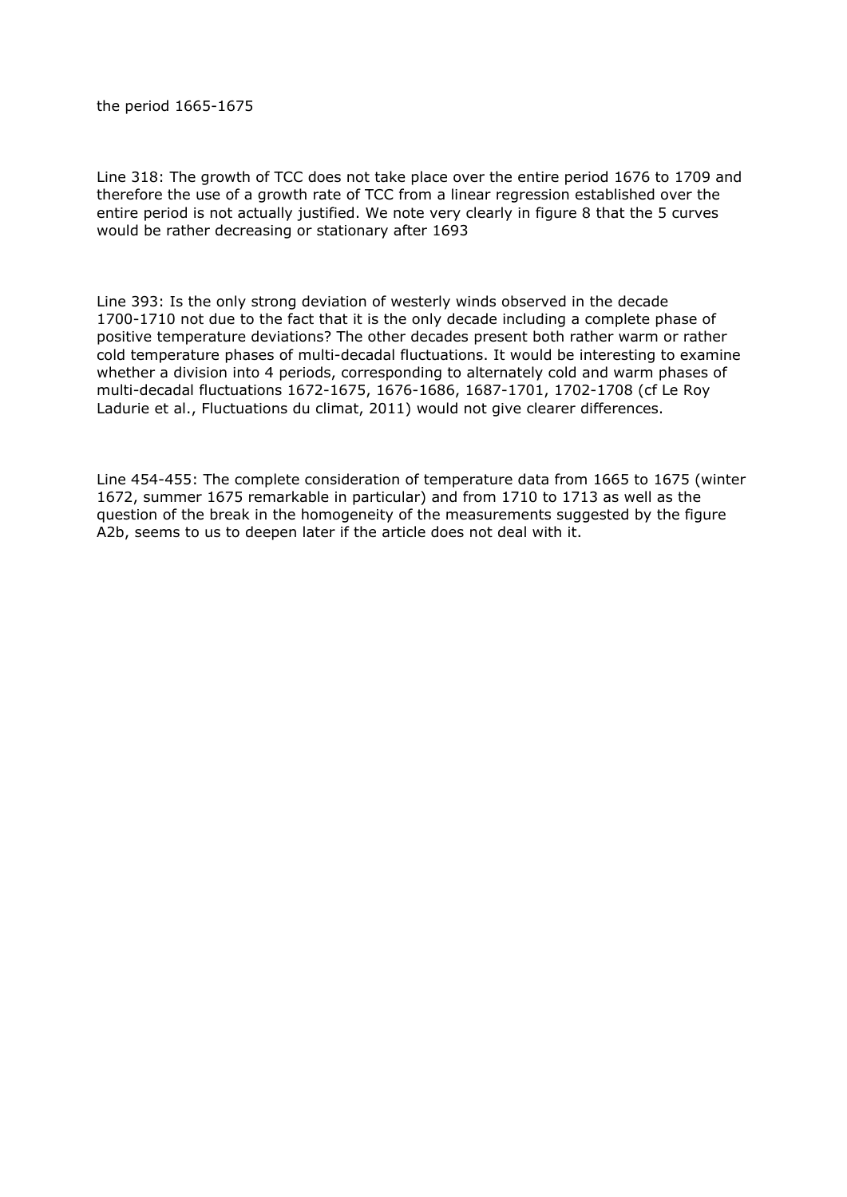the period 1665-1675

Line 318: The growth of TCC does not take place over the entire period 1676 to 1709 and therefore the use of a growth rate of TCC from a linear regression established over the entire period is not actually justified. We note very clearly in figure 8 that the 5 curves would be rather decreasing or stationary after 1693

Line 393: Is the only strong deviation of westerly winds observed in the decade 1700-1710 not due to the fact that it is the only decade including a complete phase of positive temperature deviations? The other decades present both rather warm or rather cold temperature phases of multi-decadal fluctuations. It would be interesting to examine whether a division into 4 periods, corresponding to alternately cold and warm phases of multi-decadal fluctuations 1672-1675, 1676-1686, 1687-1701, 1702-1708 (cf Le Roy Ladurie et al., Fluctuations du climat, 2011) would not give clearer differences.

Line 454-455: The complete consideration of temperature data from 1665 to 1675 (winter 1672, summer 1675 remarkable in particular) and from 1710 to 1713 as well as the question of the break in the homogeneity of the measurements suggested by the figure A2b, seems to us to deepen later if the article does not deal with it.